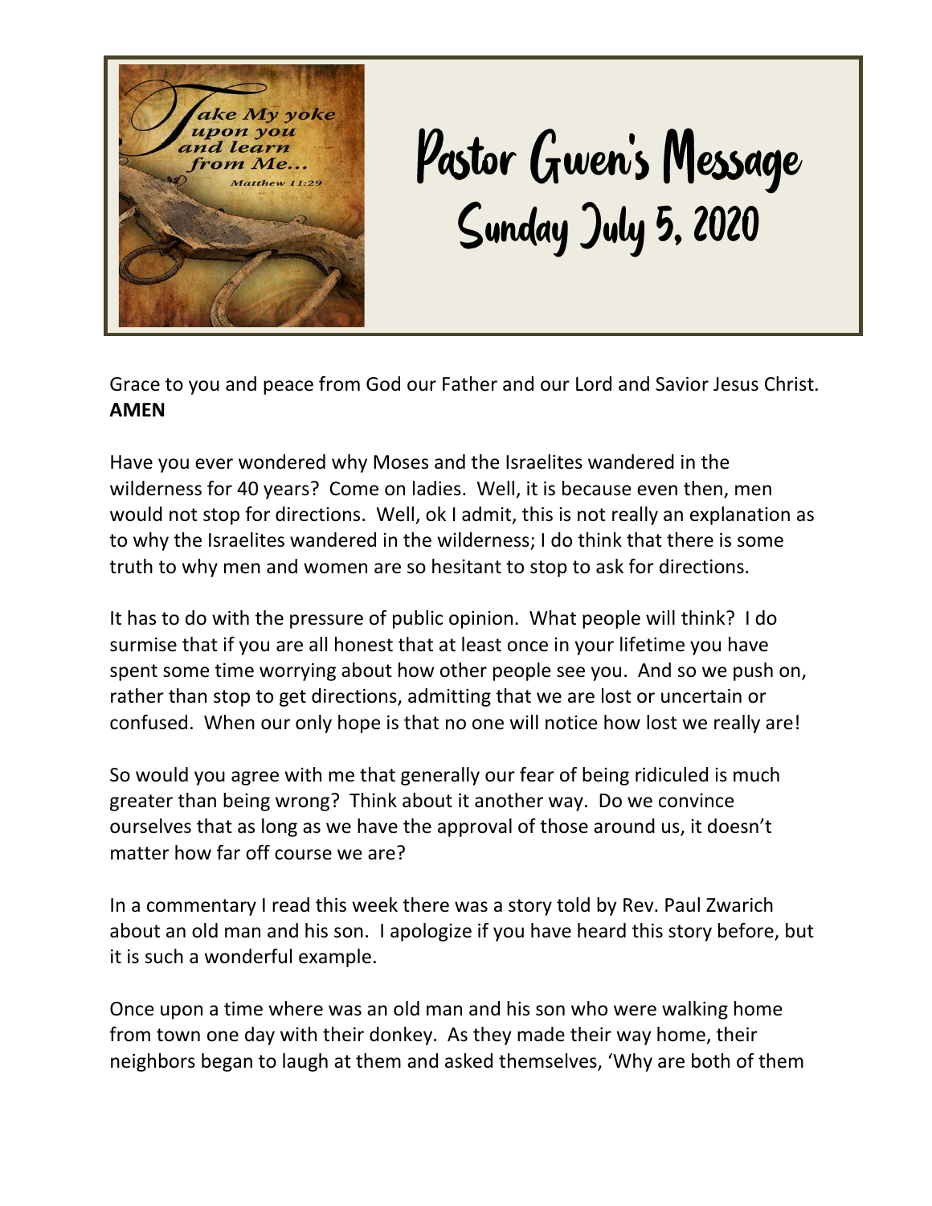# Pastor Gwen's Message
## Sunday July 5, 2020

Grace to you and peace from God our Father and our Lord and Savior Jesus Christ. **AMEN**

Have you ever wondered why Moses and the Israelites wandered in the wilderness for 40 years? Come on ladies. Well, it is because even then, men would not stop for directions. Well, ok I admit, this is not really an explanation as to why the Israelites wandered in the wilderness; I do think that there is some truth to why men and women are so hesitant to stop to ask for directions.

It has to do with the pressure of public opinion. What people will think? I do surmise that if you are all honest that at least once in your lifetime you have spent some time worrying about how other people see you. And so we push on, rather than stop to get directions, admitting that we are lost or uncertain or confused. When our only hope is that no one will notice how lost we really are!

So would you agree with me that generally our fear of being ridiculed is much greater than being wrong? Think about it another way. Do we convince ourselves that as long as we have the approval of those around us, it doesn't matter how far off course we are?

In a commentary I read this week there was a story told by Rev. Paul Zwarich about an old man and his son. I apologize if you have heard this story before, but it is such a wonderful example.

Once upon a time where was an old man and his son who were walking home from town one day with their donkey. As they made their way home, their neighbors began to laugh at them and asked themselves, 'Why are both of them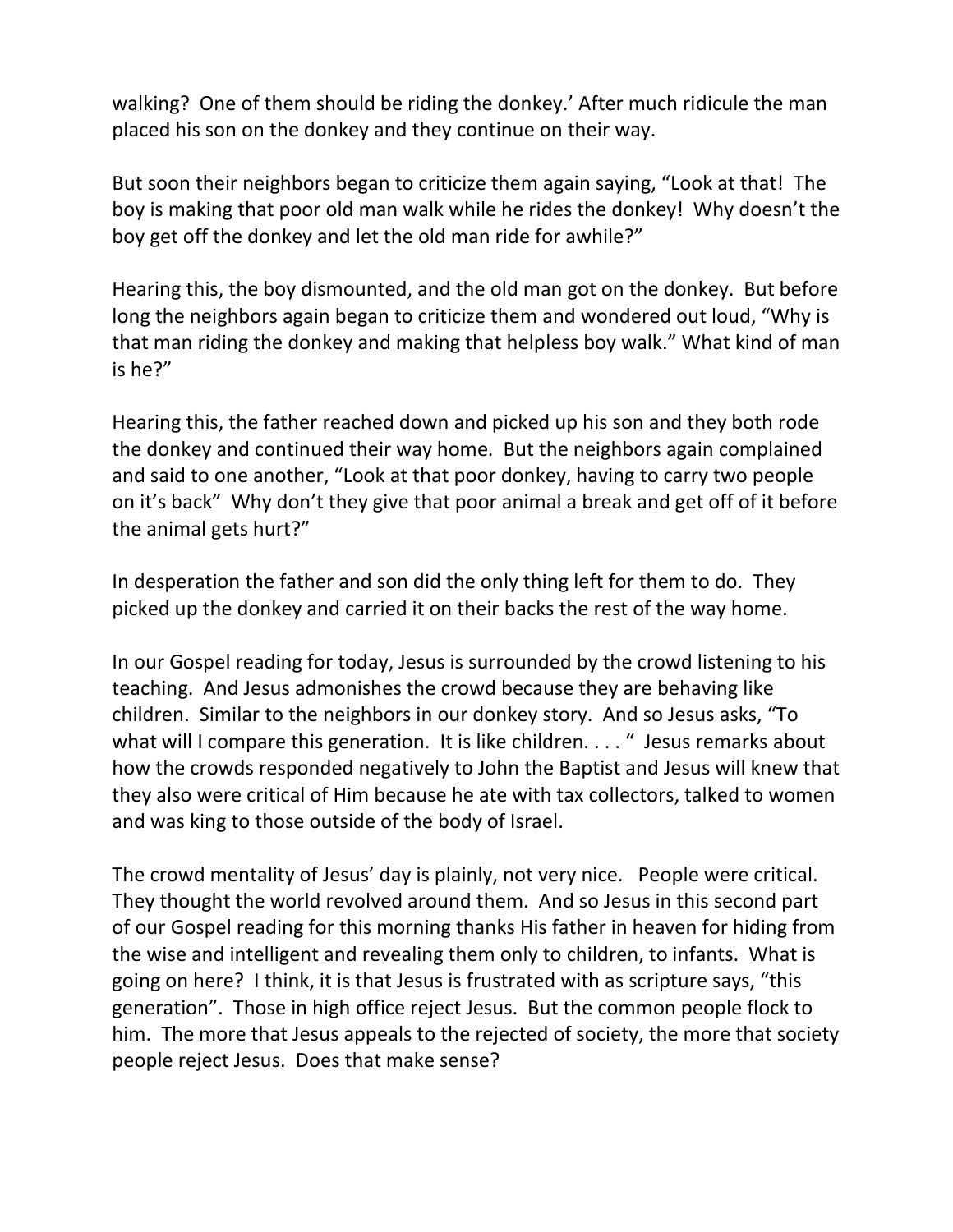walking? One of them should be riding the donkey.' After much ridicule the man placed his son on the donkey and they continue on their way.

But soon their neighbors began to criticize them again saying, "Look at that! The boy is making that poor old man walk while he rides the donkey! Why doesn't the boy get off the donkey and let the old man ride for awhile?"

Hearing this, the boy dismounted, and the old man got on the donkey. But before long the neighbors again began to criticize them and wondered out loud, "Why is that man riding the donkey and making that helpless boy walk." What kind of man is he?"

Hearing this, the father reached down and picked up his son and they both rode the donkey and continued their way home. But the neighbors again complained and said to one another, "Look at that poor donkey, having to carry two people on it's back" Why don't they give that poor animal a break and get off of it before the animal gets hurt?"

In desperation the father and son did the only thing left for them to do. They picked up the donkey and carried it on their backs the rest of the way home.

In our Gospel reading for today, Jesus is surrounded by the crowd listening to his teaching. And Jesus admonishes the crowd because they are behaving like children. Similar to the neighbors in our donkey story. And so Jesus asks, "To what will I compare this generation. It is like children. . . . " Jesus remarks about how the crowds responded negatively to John the Baptist and Jesus will knew that they also were critical of Him because he ate with tax collectors, talked to women and was king to those outside of the body of Israel.

The crowd mentality of Jesus' day is plainly, not very nice. People were critical. They thought the world revolved around them. And so Jesus in this second part of our Gospel reading for this morning thanks His father in heaven for hiding from the wise and intelligent and revealing them only to children, to infants. What is going on here? I think, it is that Jesus is frustrated with as scripture says, "this generation". Those in high office reject Jesus. But the common people flock to him. The more that Jesus appeals to the rejected of society, the more that society people reject Jesus. Does that make sense?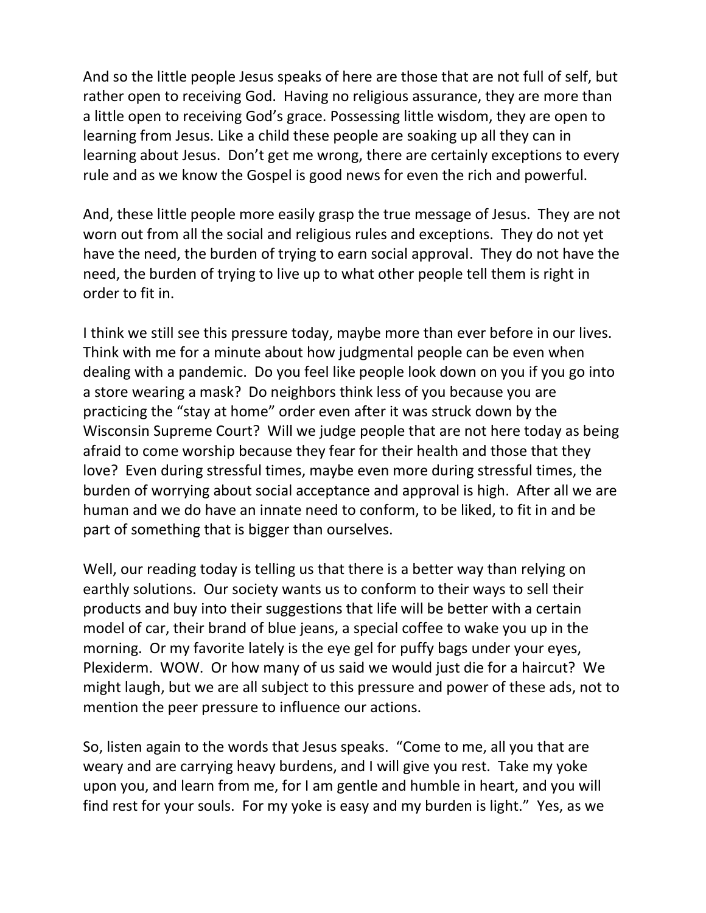And so the little people Jesus speaks of here are those that are not full of self, but rather open to receiving God. Having no religious assurance, they are more than a little open to receiving God's grace. Possessing little wisdom, they are open to learning from Jesus. Like a child these people are soaking up all they can in learning about Jesus. Don't get me wrong, there are certainly exceptions to every rule and as we know the Gospel is good news for even the rich and powerful.

And, these little people more easily grasp the true message of Jesus. They are not worn out from all the social and religious rules and exceptions. They do not yet have the need, the burden of trying to earn social approval. They do not have the need, the burden of trying to live up to what other people tell them is right in order to fit in.

I think we still see this pressure today, maybe more than ever before in our lives. Think with me for a minute about how judgmental people can be even when dealing with a pandemic. Do you feel like people look down on you if you go into a store wearing a mask? Do neighbors think less of you because you are practicing the "stay at home" order even after it was struck down by the Wisconsin Supreme Court? Will we judge people that are not here today as being afraid to come worship because they fear for their health and those that they love? Even during stressful times, maybe even more during stressful times, the burden of worrying about social acceptance and approval is high. After all we are human and we do have an innate need to conform, to be liked, to fit in and be part of something that is bigger than ourselves.

Well, our reading today is telling us that there is a better way than relying on earthly solutions. Our society wants us to conform to their ways to sell their products and buy into their suggestions that life will be better with a certain model of car, their brand of blue jeans, a special coffee to wake you up in the morning. Or my favorite lately is the eye gel for puffy bags under your eyes, Plexiderm. WOW. Or how many of us said we would just die for a haircut? We might laugh, but we are all subject to this pressure and power of these ads, not to mention the peer pressure to influence our actions.

So, listen again to the words that Jesus speaks. "Come to me, all you that are weary and are carrying heavy burdens, and I will give you rest. Take my yoke upon you, and learn from me, for I am gentle and humble in heart, and you will find rest for your souls. For my yoke is easy and my burden is light." Yes, as we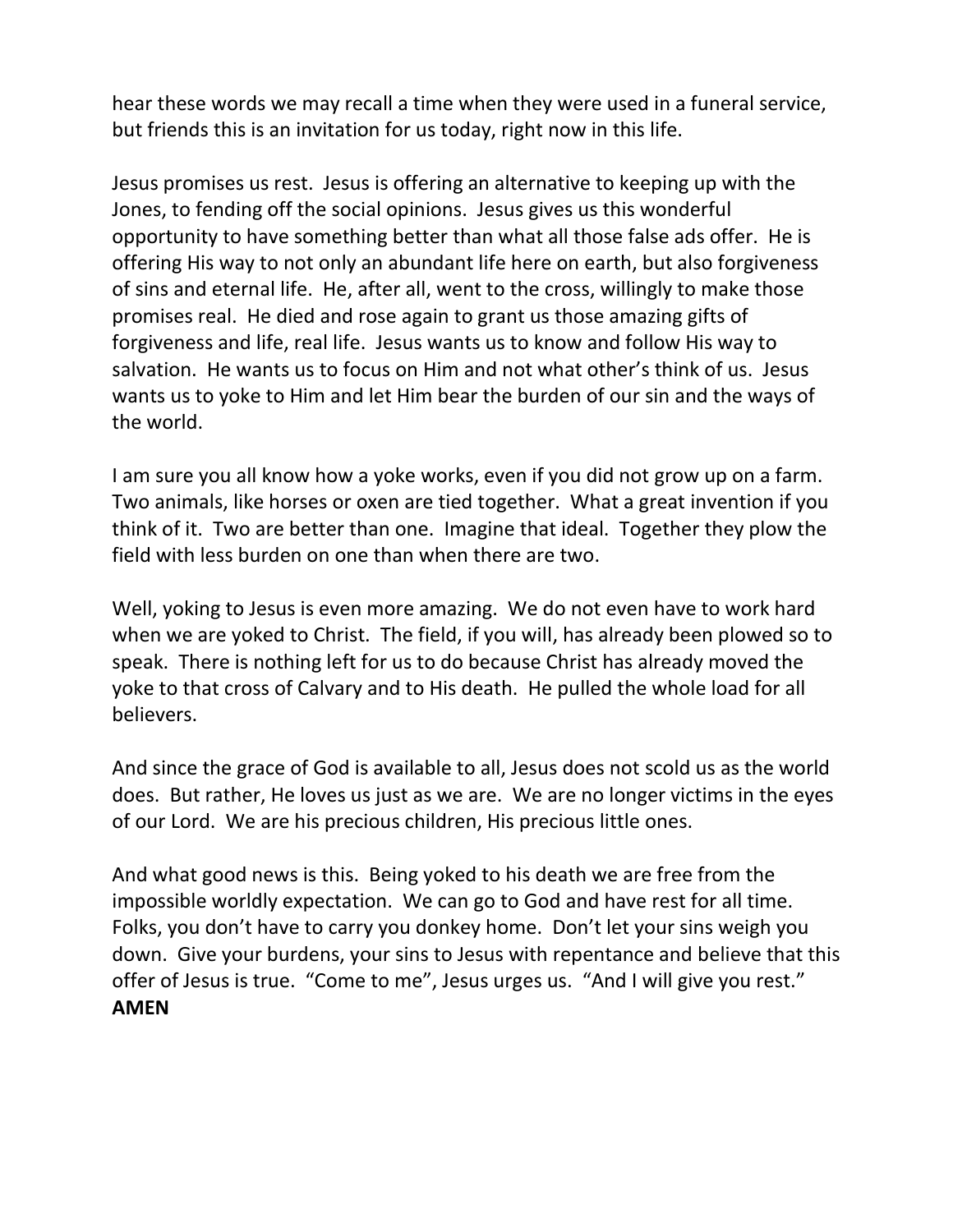hear these words we may recall a time when they were used in a funeral service, but friends this is an invitation for us today, right now in this life.

Jesus promises us rest. Jesus is offering an alternative to keeping up with the Jones, to fending off the social opinions. Jesus gives us this wonderful opportunity to have something better than what all those false ads offer. He is offering His way to not only an abundant life here on earth, but also forgiveness of sins and eternal life. He, after all, went to the cross, willingly to make those promises real. He died and rose again to grant us those amazing gifts of forgiveness and life, real life. Jesus wants us to know and follow His way to salvation. He wants us to focus on Him and not what other's think of us. Jesus wants us to yoke to Him and let Him bear the burden of our sin and the ways of the world.

I am sure you all know how a yoke works, even if you did not grow up on a farm. Two animals, like horses or oxen are tied together. What a great invention if you think of it. Two are better than one. Imagine that ideal. Together they plow the field with less burden on one than when there are two.

Well, yoking to Jesus is even more amazing. We do not even have to work hard when we are yoked to Christ. The field, if you will, has already been plowed so to speak. There is nothing left for us to do because Christ has already moved the yoke to that cross of Calvary and to His death. He pulled the whole load for all believers.

And since the grace of God is available to all, Jesus does not scold us as the world does. But rather, He loves us just as we are. We are no longer victims in the eyes of our Lord. We are his precious children, His precious little ones.

And what good news is this. Being yoked to his death we are free from the impossible worldly expectation. We can go to God and have rest for all time. Folks, you don't have to carry you donkey home. Don't let your sins weigh you down. Give your burdens, your sins to Jesus with repentance and believe that this offer of Jesus is true. "Come to me", Jesus urges us. "And I will give you rest."
**AMEN**